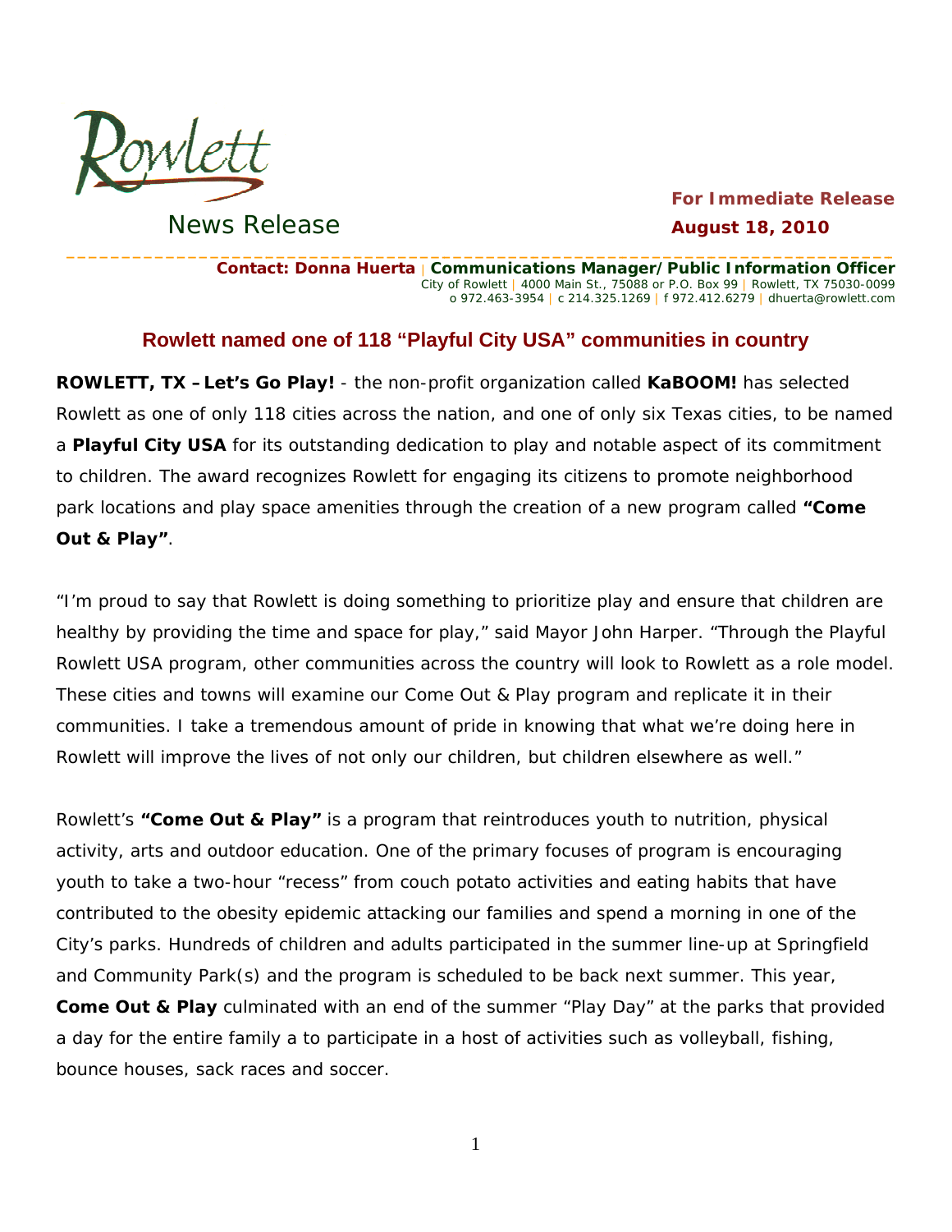Rowlett

News Release

**For Immediate Release**
**August 18, 2010**

**Contact: Donna Huerta** | **Communications Manager/Public Information Officer**
City of Rowlett | 4000 Main St., 75088 or P.O. Box 99 | Rowlett, TX 75030-0099
o 972.463-3954 | c 214.325.1269 | f 972.412.6279 | dhuerta@rowlett.com

## Rowlett named one of 118 "Playful City USA" communities in country

**ROWLETT, TX – Let's Go Play!** - the non-profit organization called **KaBOOM!** has selected Rowlett as one of only 118 cities across the nation, and one of only six Texas cities, to be named a **Playful City USA** for its outstanding dedication to play and notable aspect of its commitment to children. The award recognizes Rowlett for engaging its citizens to promote neighborhood park locations and play space amenities through the creation of a new program called **"Come Out & Play"**.

"I'm proud to say that Rowlett is doing something to prioritize play and ensure that children are healthy by providing the time and space for play," said Mayor John Harper. "Through the Playful Rowlett USA program, other communities across the country will look to Rowlett as a role model. These cities and towns will examine our Come Out & Play program and replicate it in their communities. I take a tremendous amount of pride in knowing that what we're doing here in Rowlett will improve the lives of not only our children, but children elsewhere as well."

Rowlett's **"Come Out & Play"** is a program that reintroduces youth to nutrition, physical activity, arts and outdoor education. One of the primary focuses of program is encouraging youth to take a two-hour "recess" from couch potato activities and eating habits that have contributed to the obesity epidemic attacking our families and spend a morning in one of the City's parks. Hundreds of children and adults participated in the summer line-up at Springfield and Community Park(s) and the program is scheduled to be back next summer. This year, **Come Out & Play** culminated with an end of the summer "Play Day" at the parks that provided a day for the entire family a to participate in a host of activities such as volleyball, fishing, bounce houses, sack races and soccer.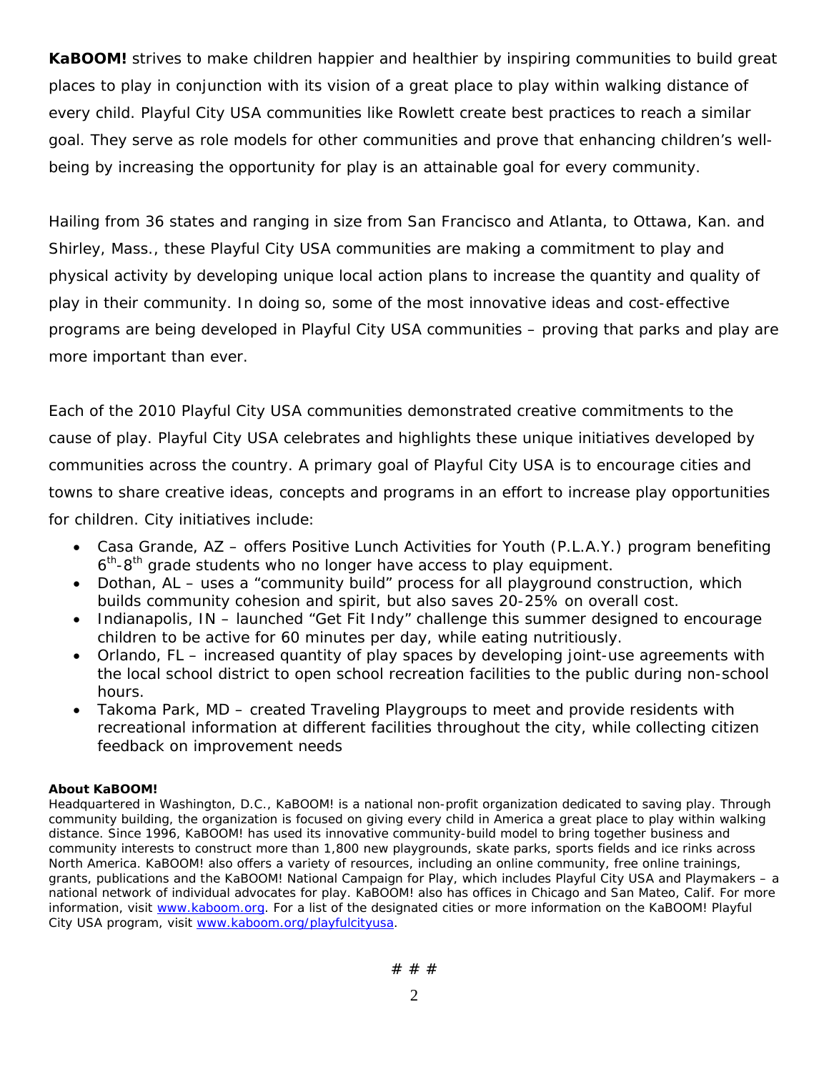**KaBOOM!** strives to make children happier and healthier by inspiring communities to build great places to play in conjunction with its vision of a great place to play within walking distance of every child. Playful City USA communities like Rowlett create best practices to reach a similar goal. They serve as role models for other communities and prove that enhancing children's well-being by increasing the opportunity for play is an attainable goal for every community.

Hailing from 36 states and ranging in size from San Francisco and Atlanta, to Ottawa, Kan. and Shirley, Mass., these Playful City USA communities are making a commitment to play and physical activity by developing unique local action plans to increase the quantity and quality of play in their community. In doing so, some of the most innovative ideas and cost-effective programs are being developed in Playful City USA communities – proving that parks and play are more important than ever.

Each of the 2010 Playful City USA communities demonstrated creative commitments to the cause of play. Playful City USA celebrates and highlights these unique initiatives developed by communities across the country. A primary goal of Playful City USA is to encourage cities and towns to share creative ideas, concepts and programs in an effort to increase play opportunities for children. City initiatives include:

- Casa Grande, AZ – offers Positive Lunch Activities for Youth (P.L.A.Y.) program benefiting 6th-8th grade students who no longer have access to play equipment.
- Dothan, AL – uses a "community build" process for all playground construction, which builds community cohesion and spirit, but also saves 20-25% on overall cost.
- Indianapolis, IN – launched "Get Fit Indy" challenge this summer designed to encourage children to be active for 60 minutes per day, while eating nutritiously.
- Orlando, FL – increased quantity of play spaces by developing joint-use agreements with the local school district to open school recreation facilities to the public during non-school hours.
- Takoma Park, MD – created Traveling Playgroups to meet and provide residents with recreational information at different facilities throughout the city, while collecting citizen feedback on improvement needs

**About KaBOOM!**

Headquartered in Washington, D.C., KaBOOM! is a national non-profit organization dedicated to saving play. Through community building, the organization is focused on giving every child in America a great place to play within walking distance. Since 1996, KaBOOM! has used its innovative community-build model to bring together business and community interests to construct more than 1,800 new playgrounds, skate parks, sports fields and ice rinks across North America. KaBOOM! also offers a variety of resources, including an online community, free online trainings, grants, publications and the KaBOOM! National Campaign for Play, which includes Playful City USA and Playmakers – a national network of individual advocates for play. KaBOOM! also has offices in Chicago and San Mateo, Calif. For more information, visit www.kaboom.org. For a list of the designated cities or more information on the KaBOOM! Playful City USA program, visit www.kaboom.org/playfulcityusa.

# # #